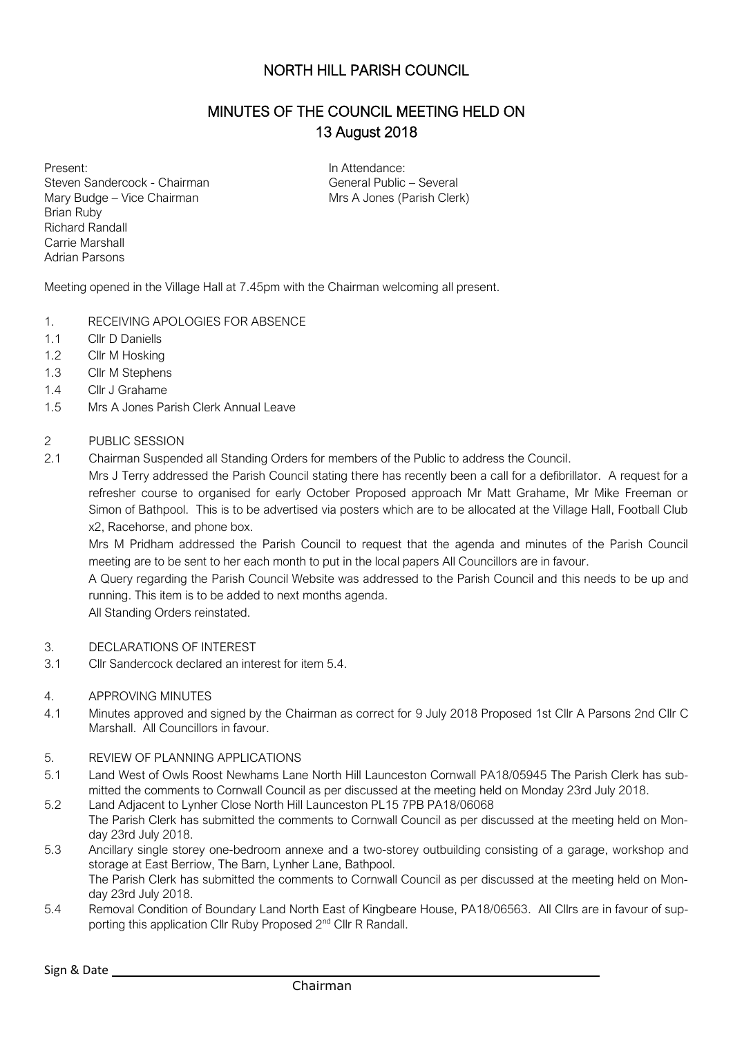# NORTH HILL PARISH COUNCIL

## MINUTES OF THE COUNCIL MEETING HELD ON 13 August 2018

Present:
Steven Sandercock - Chairman
Mary Budge – Vice Chairman
Brian Ruby
Richard Randall
Carrie Marshall
Adrian Parsons

In Attendance:
General Public – Several
Mrs A Jones (Parish Clerk)

Meeting opened in the Village Hall at 7.45pm with the Chairman welcoming all present.

1. RECEIVING APOLOGIES FOR ABSENCE
1.1 Cllr D Daniells
1.2 Cllr M Hosking
1.3 Cllr M Stephens
1.4 Cllr J Grahame
1.5 Mrs A Jones Parish Clerk Annual Leave

2 PUBLIC SESSION
2.1 Chairman Suspended all Standing Orders for members of the Public to address the Council.
Mrs J Terry addressed the Parish Council stating there has recently been a call for a defibrillator. A request for a refresher course to organised for early October Proposed approach Mr Matt Grahame, Mr Mike Freeman or Simon of Bathpool. This is to be advertised via posters which are to be allocated at the Village Hall, Football Club x2, Racehorse, and phone box.
Mrs M Pridham addressed the Parish Council to request that the agenda and minutes of the Parish Council meeting are to be sent to her each month to put in the local papers All Councillors are in favour.
A Query regarding the Parish Council Website was addressed to the Parish Council and this needs to be up and running. This item is to be added to next months agenda.
All Standing Orders reinstated.

3. DECLARATIONS OF INTEREST
3.1 Cllr Sandercock declared an interest for item 5.4.

4. APPROVING MINUTES
4.1 Minutes approved and signed by the Chairman as correct for 9 July 2018 Proposed 1st Cllr A Parsons 2nd Cllr C Marshall. All Councillors in favour.

5. REVIEW OF PLANNING APPLICATIONS
5.1 Land West of Owls Roost Newhams Lane North Hill Launceston Cornwall PA18/05945 The Parish Clerk has submitted the comments to Cornwall Council as per discussed at the meeting held on Monday 23rd July 2018.
5.2 Land Adjacent to Lynher Close North Hill Launceston PL15 7PB PA18/06068
The Parish Clerk has submitted the comments to Cornwall Council as per discussed at the meeting held on Monday 23rd July 2018.
5.3 Ancillary single storey one-bedroom annexe and a two-storey outbuilding consisting of a garage, workshop and storage at East Berrow, The Barn, Lynher Lane, Bathpool.
The Parish Clerk has submitted the comments to Cornwall Council as per discussed at the meeting held on Monday 23rd July 2018.
5.4 Removal Condition of Boundary Land North East of Kingbeare House, PA18/06563. All Cllrs are in favour of supporting this application Cllr Ruby Proposed 2nd Cllr R Randall.

Sign & Date ______________________
Chairman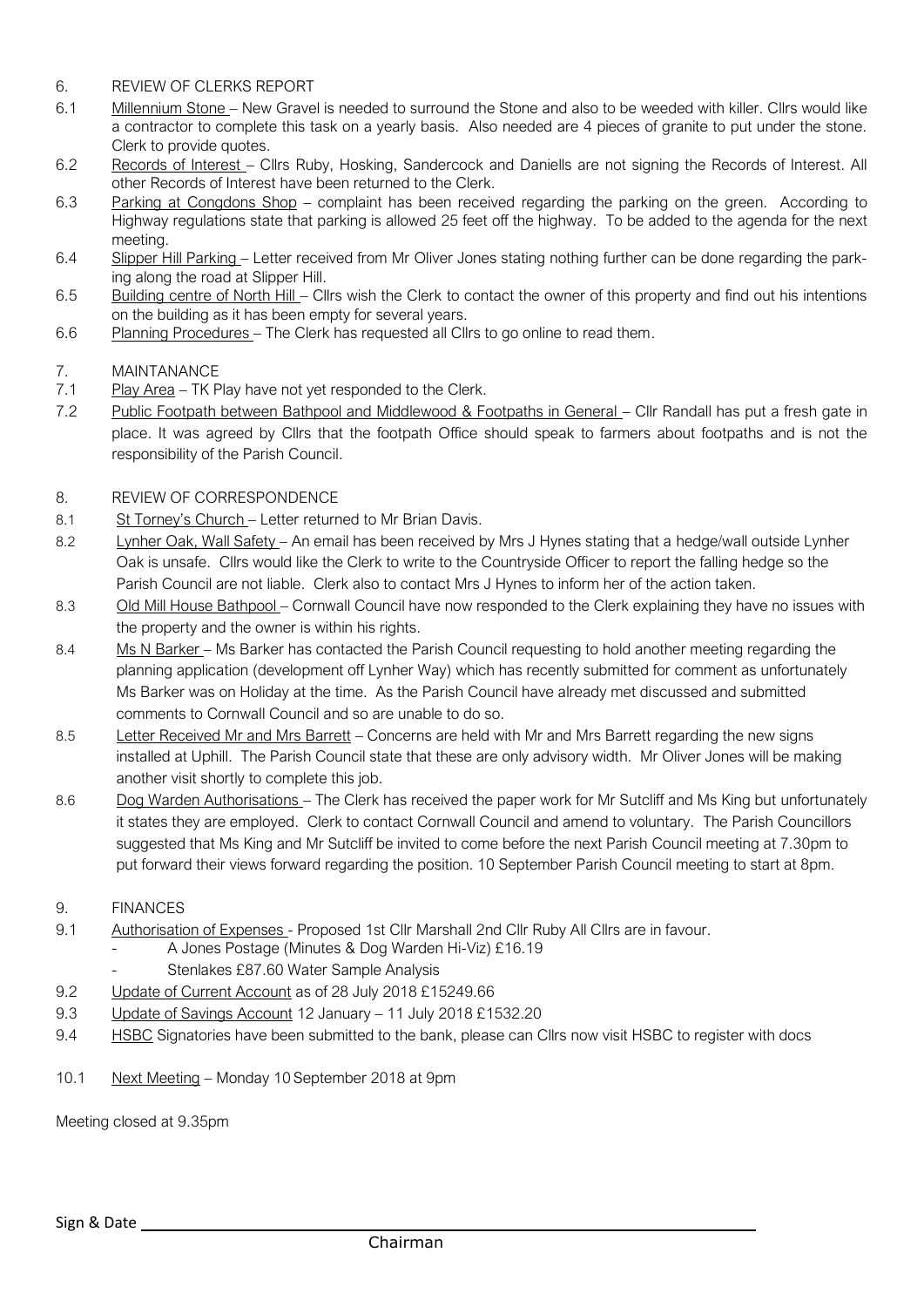6. REVIEW OF CLERKS REPORT

6.1 Millennium Stone – New Gravel is needed to surround the Stone and also to be weeded with killer. Cllrs would like a contractor to complete this task on a yearly basis. Also needed are 4 pieces of granite to put under the stone. Clerk to provide quotes.

6.2 Records of Interest – Cllrs Ruby, Hosking, Sandercock and Daniells are not signing the Records of Interest. All other Records of Interest have been returned to the Clerk.

6.3 Parking at Congdons Shop – complaint has been received regarding the parking on the green. According to Highway regulations state that parking is allowed 25 feet off the highway. To be added to the agenda for the next meeting.

6.4 Slipper Hill Parking – Letter received from Mr Oliver Jones stating nothing further can be done regarding the parking along the road at Slipper Hill.

6.5 Building centre of North Hill – Cllrs wish the Clerk to contact the owner of this property and find out his intentions on the building as it has been empty for several years.

6.6 Planning Procedures – The Clerk has requested all Cllrs to go online to read them.

7. MAINTANANCE

7.1 Play Area – TK Play have not yet responded to the Clerk.

7.2 Public Footpath between Bathpool and Middlewood & Footpaths in General – Cllr Randall has put a fresh gate in place. It was agreed by Cllrs that the footpath Office should speak to farmers about footpaths and is not the responsibility of the Parish Council.

8. REVIEW OF CORRESPONDENCE

8.1 St Torney's Church – Letter returned to Mr Brian Davis.

8.2 Lynher Oak, Wall Safety – An email has been received by Mrs J Hynes stating that a hedge/wall outside Lynher Oak is unsafe. Cllrs would like the Clerk to write to the Countryside Officer to report the falling hedge so the Parish Council are not liable. Clerk also to contact Mrs J Hynes to inform her of the action taken.

8.3 Old Mill House Bathpool – Cornwall Council have now responded to the Clerk explaining they have no issues with the property and the owner is within his rights.

8.4 Ms N Barker – Ms Barker has contacted the Parish Council requesting to hold another meeting regarding the planning application (development off Lynher Way) which has recently submitted for comment as unfortunately Ms Barker was on Holiday at the time. As the Parish Council have already met discussed and submitted comments to Cornwall Council and so are unable to do so.

8.5 Letter Received Mr and Mrs Barrett – Concerns are held with Mr and Mrs Barrett regarding the new signs installed at Uphill. The Parish Council state that these are only advisory width. Mr Oliver Jones will be making another visit shortly to complete this job.

8.6 Dog Warden Authorisations – The Clerk has received the paper work for Mr Sutcliff and Ms King but unfortunately it states they are employed. Clerk to contact Cornwall Council and amend to voluntary. The Parish Councillors suggested that Ms King and Mr Sutcliff be invited to come before the next Parish Council meeting at 7.30pm to put forward their views forward regarding the position. 10 September Parish Council meeting to start at 8pm.

9. FINANCES

9.1 Authorisation of Expenses - Proposed 1st Cllr Marshall 2nd Cllr Ruby All Cllrs are in favour.
- A Jones Postage (Minutes & Dog Warden Hi-Viz) £16.19
- Stenlakes £87.60 Water Sample Analysis

9.2 Update of Current Account as of 28 July 2018 £15249.66

9.3 Update of Savings Account 12 January – 11 July 2018 £1532.20

9.4 HSBC Signatories have been submitted to the bank, please can Cllrs now visit HSBC to register with docs

10.1 Next Meeting – Monday 10 September 2018 at 9pm

Meeting closed at 9.35pm

Sign & Date \_\_\_\_\_\_\_\_\_\_\_\_\_\_\_\_\_\_\_\_\_\_\_\_\_\_\_\_\_\_\_\_\_\_\_\_\_\_\_\_

Chairman